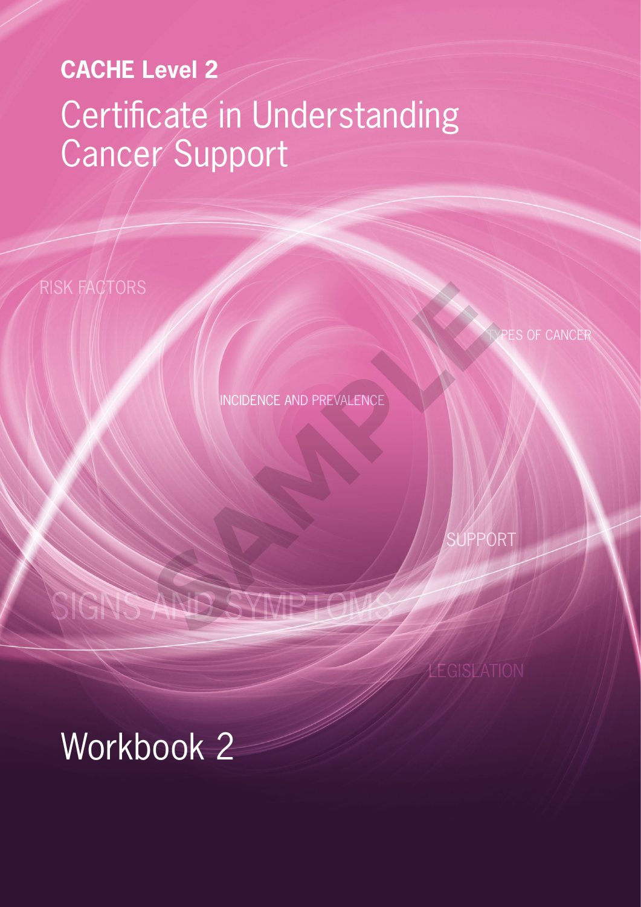**CACHE Level 2**

# Certificate in Understanding Cancer Support

RISK FACTORS

TYPES OF CANCER

INCIDENCE AND PREVALENCE

SUPPORT

SIGNS AND SYMPTOMS

LEGISLATION

SAMPLE

## Workbook 2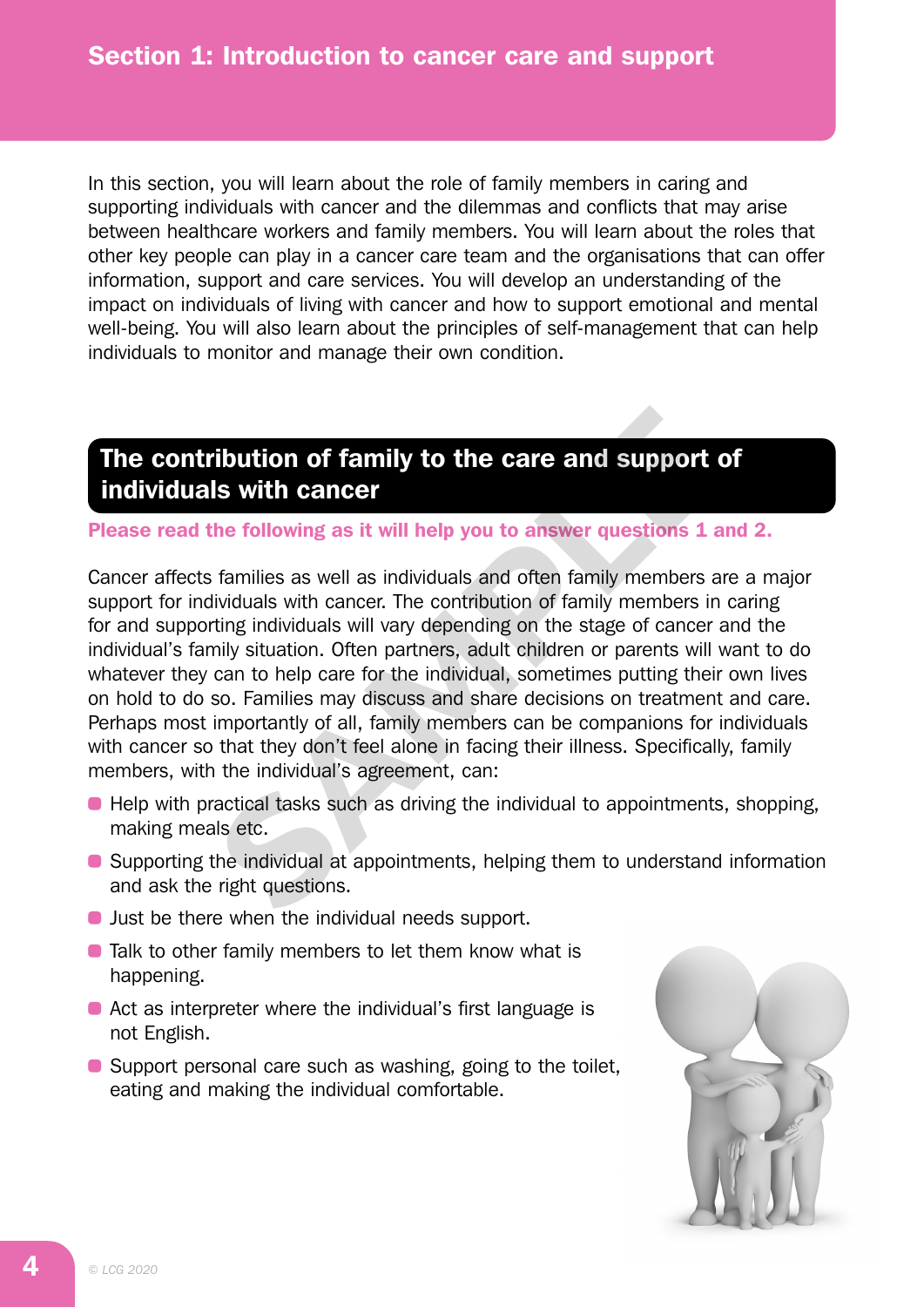## Section 1: Introduction to cancer care and support

In this section, you will learn about the role of family members in caring and supporting individuals with cancer and the dilemmas and conflicts that may arise between healthcare workers and family members. You will learn about the roles that other key people can play in a cancer care team and the organisations that can offer information, support and care services. You will develop an understanding of the impact on individuals of living with cancer and how to support emotional and mental well-being. You will also learn about the principles of self-management that can help individuals to monitor and manage their own condition.

### The contribution of family to the care and support of individuals with cancer

**Please read the following as it will help you to answer questions 1 and 2.**

Cancer affects families as well as individuals and often family members are a major support for individuals with cancer. The contribution of family members in caring for and supporting individuals will vary depending on the stage of cancer and the individual's family situation. Often partners, adult children or parents will want to do whatever they can to help care for the individual, sometimes putting their own lives on hold to do so. Families may discuss and share decisions on treatment and care. Perhaps most importantly of all, family members can be companions for individuals with cancer so that they don't feel alone in facing their illness. Specifically, family members, with the individual's agreement, can:

- Help with practical tasks such as driving the individual to appointments, shopping, making meals etc.
- Supporting the individual at appointments, helping them to understand information and ask the right questions.
- Just be there when the individual needs support.
- Talk to other family members to let them know what is happening.
- Act as interpreter where the individual's first language is not English.
- Support personal care such as washing, going to the toilet, eating and making the individual comfortable.

© LCG 2020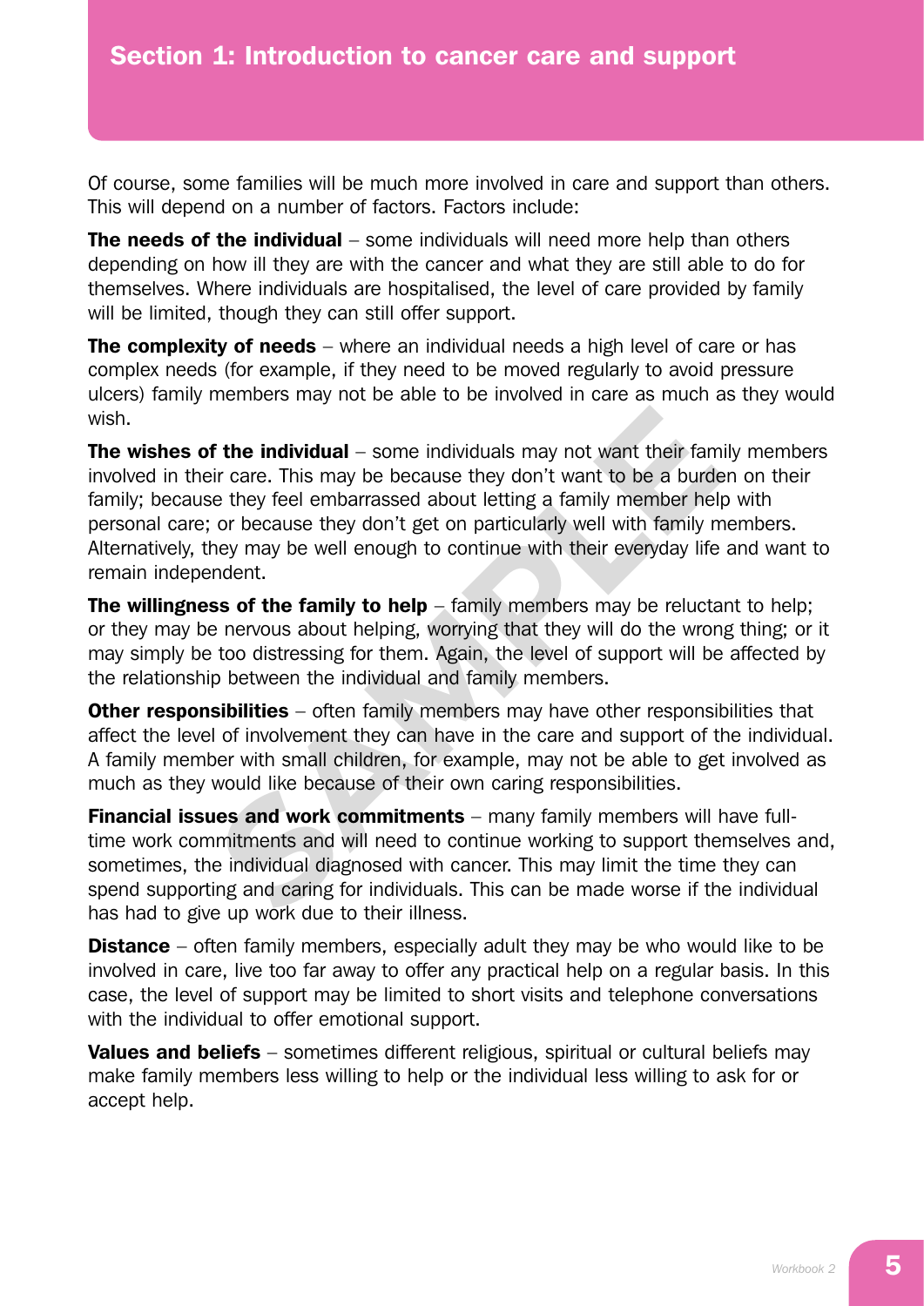## Section 1: Introduction to cancer care and support

Of course, some families will be much more involved in care and support than others. This will depend on a number of factors. Factors include:

**The needs of the individual** – some individuals will need more help than others depending on how ill they are with the cancer and what they are still able to do for themselves. Where individuals are hospitalised, the level of care provided by family will be limited, though they can still offer support.

**The complexity of needs** – where an individual needs a high level of care or has complex needs (for example, if they need to be moved regularly to avoid pressure ulcers) family members may not be able to be involved in care as much as they would wish.

**The wishes of the individual** – some individuals may not want their family members involved in their care. This may be because they don't want to be a burden on their family; because they feel embarrassed about letting a family member help with personal care; or because they don't get on particularly well with family members. Alternatively, they may be well enough to continue with their everyday life and want to remain independent.

**The willingness of the family to help** – family members may be reluctant to help; or they may be nervous about helping, worrying that they will do the wrong thing; or it may simply be too distressing for them. Again, the level of support will be affected by the relationship between the individual and family members.

**Other responsibilities** – often family members may have other responsibilities that affect the level of involvement they can have in the care and support of the individual. A family member with small children, for example, may not be able to get involved as much as they would like because of their own caring responsibilities.

**Financial issues and work commitments** – many family members will have full-time work commitments and will need to continue working to support themselves and, sometimes, the individual diagnosed with cancer. This may limit the time they can spend supporting and caring for individuals. This can be made worse if the individual has had to give up work due to their illness.

**Distance** – often family members, especially adult they may be who would like to be involved in care, live too far away to offer any practical help on a regular basis. In this case, the level of support may be limited to short visits and telephone conversations with the individual to offer emotional support.

**Values and beliefs** – sometimes different religious, spiritual or cultural beliefs may make family members less willing to help or the individual less willing to ask for or accept help.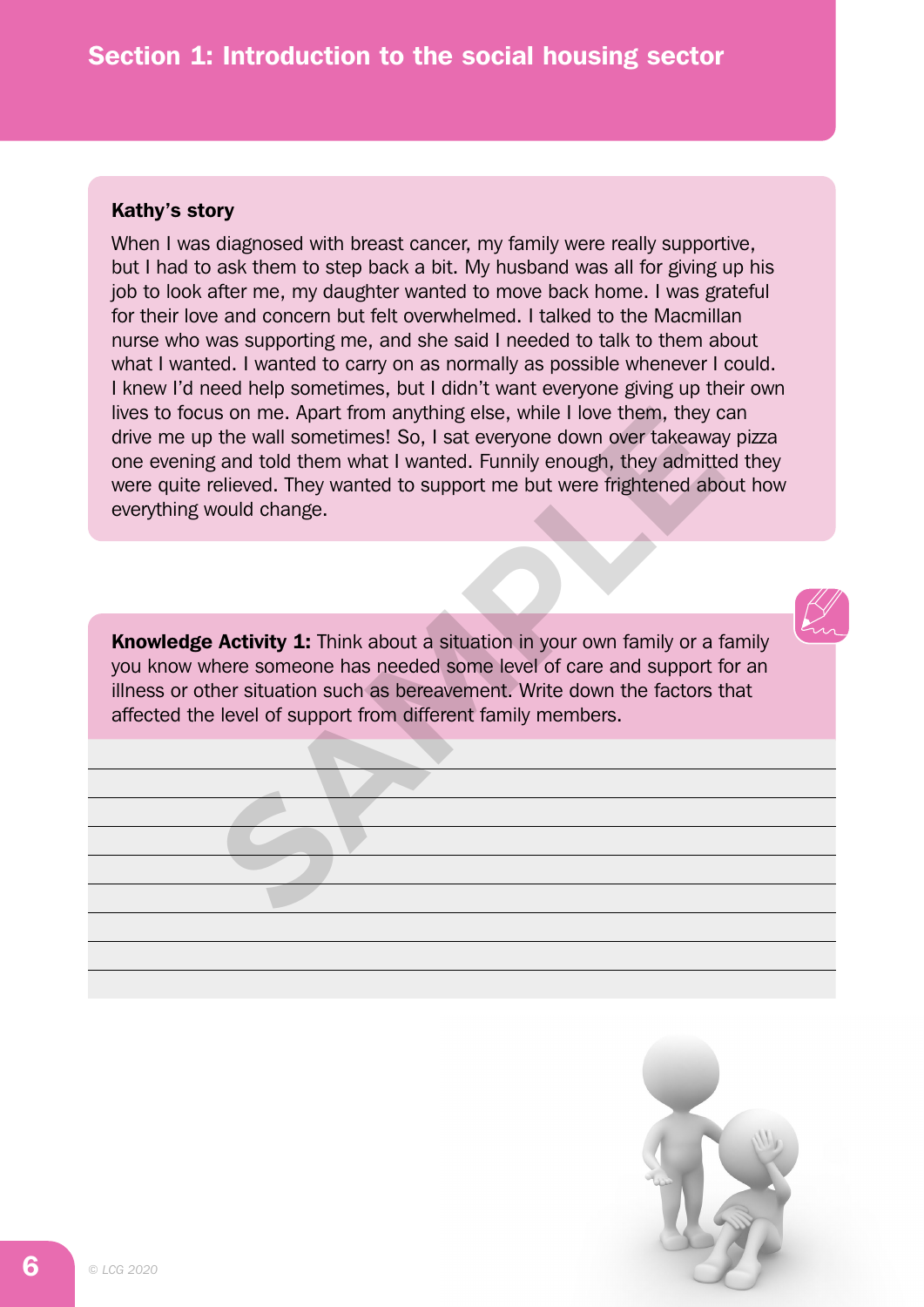## Section 1: Introduction to the social housing sector

**Kathy's story**

When I was diagnosed with breast cancer, my family were really supportive, but I had to ask them to step back a bit. My husband was all for giving up his job to look after me, my daughter wanted to move back home. I was grateful for their love and concern but felt overwhelmed. I talked to the Macmillan nurse who was supporting me, and she said I needed to talk to them about what I wanted. I wanted to carry on as normally as possible whenever I could. I knew I'd need help sometimes, but I didn't want everyone giving up their own lives to focus on me. Apart from anything else, while I love them, they can drive me up the wall sometimes! So, I sat everyone down over takeaway pizza one evening and told them what I wanted. Funnily enough, they admitted they were quite relieved. They wanted to support me but were frightened about how everything would change.

**Knowledge Activity 1:** Think about a situation in your own family or a family you know where someone has needed some level of care and support for an illness or other situation such as bereavement. Write down the factors that affected the level of support from different family members.

© LCG 2020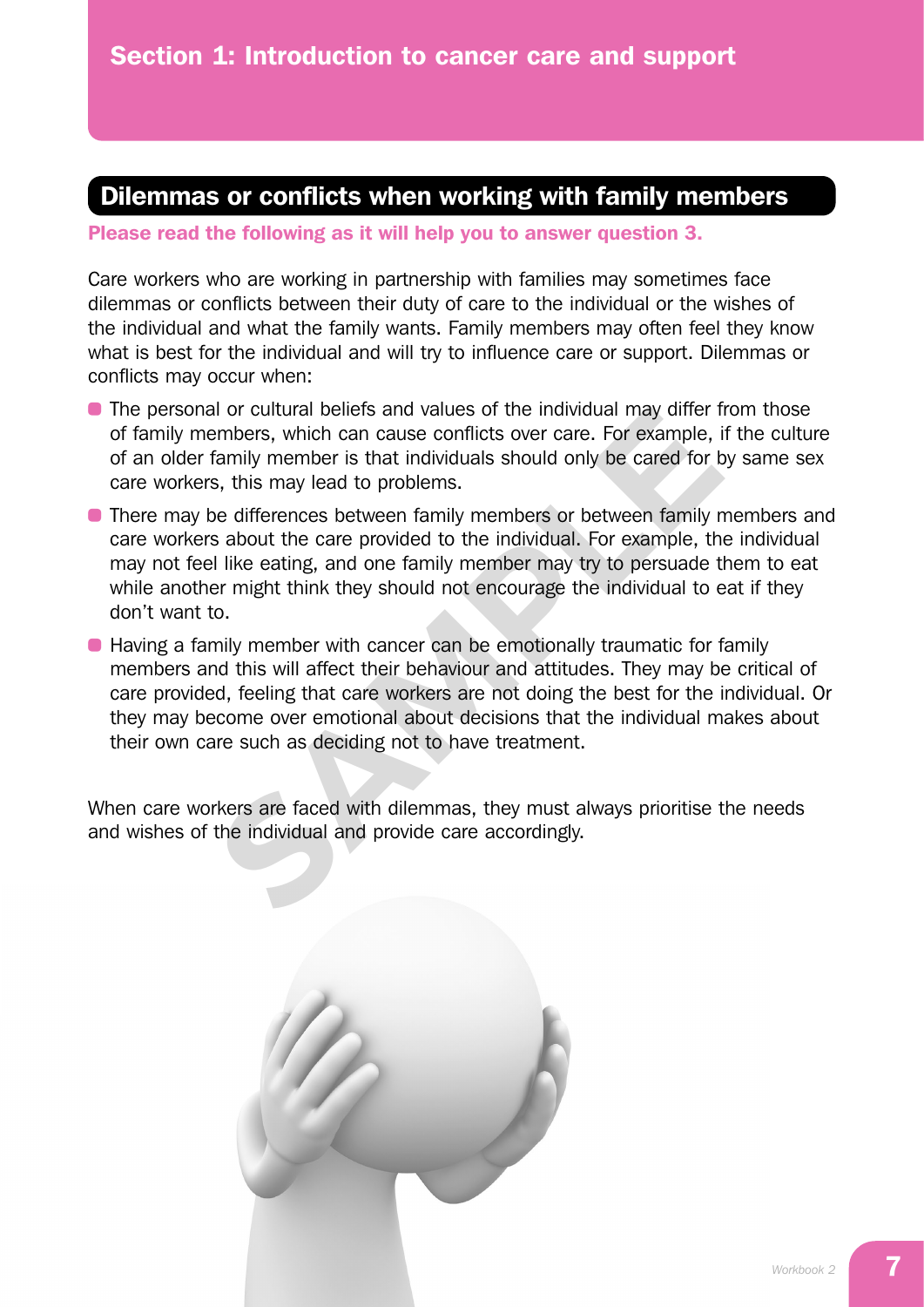# Section 1: Introduction to cancer care and support

## Dilemmas or conflicts when working with family members

**Please read the following as it will help you to answer question 3.**

Care workers who are working in partnership with families may sometimes face dilemmas or conflicts between their duty of care to the individual or the wishes of the individual and what the family wants. Family members may often feel they know what is best for the individual and will try to influence care or support. Dilemmas or conflicts may occur when:

- The personal or cultural beliefs and values of the individual may differ from those of family members, which can cause conflicts over care. For example, if the culture of an older family member is that individuals should only be cared for by same sex care workers, this may lead to problems.
- There may be differences between family members or between family members and care workers about the care provided to the individual. For example, the individual may not feel like eating, and one family member may try to persuade them to eat while another might think they should not encourage the individual to eat if they don't want to.
- Having a family member with cancer can be emotionally traumatic for family members and this will affect their behaviour and attitudes. They may be critical of care provided, feeling that care workers are not doing the best for the individual. Or they may become over emotional about decisions that the individual makes about their own care such as deciding not to have treatment.

When care workers are faced with dilemmas, they must always prioritise the needs and wishes of the individual and provide care accordingly.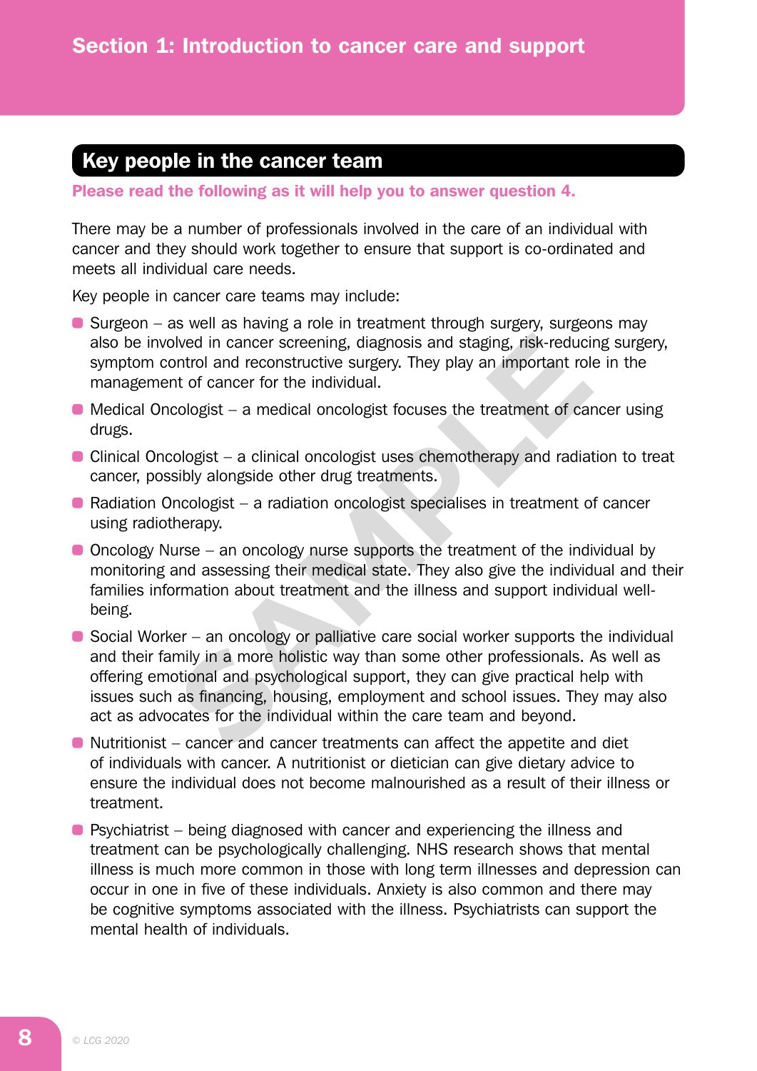# Section 1: Introduction to cancer care and support

## Key people in the cancer team

**Please read the following as it will help you to answer question 4.**

There may be a number of professionals involved in the care of an individual with cancer and they should work together to ensure that support is co-ordinated and meets all individual care needs.

Key people in cancer care teams may include:

- Surgeon – as well as having a role in treatment through surgery, surgeons may also be involved in cancer screening, diagnosis and staging, risk-reducing surgery, symptom control and reconstructive surgery. They play an important role in the management of cancer for the individual.
- Medical Oncologist – a medical oncologist focuses the treatment of cancer using drugs.
- Clinical Oncologist – a clinical oncologist uses chemotherapy and radiation to treat cancer, possibly alongside other drug treatments.
- Radiation Oncologist – a radiation oncologist specialises in treatment of cancer using radiotherapy.
- Oncology Nurse – an oncology nurse supports the treatment of the individual by monitoring and assessing their medical state. They also give the individual and their families information about treatment and the illness and support individual well-being.
- Social Worker – an oncology or palliative care social worker supports the individual and their family in a more holistic way than some other professionals. As well as offering emotional and psychological support, they can give practical help with issues such as financing, housing, employment and school issues. They may also act as advocates for the individual within the care team and beyond.
- Nutritionist – cancer and cancer treatments can affect the appetite and diet of individuals with cancer. A nutritionist or dietician can give dietary advice to ensure the individual does not become malnourished as a result of their illness or treatment.
- Psychiatrist – being diagnosed with cancer and experiencing the illness and treatment can be psychologically challenging. NHS research shows that mental illness is much more common in those with long term illnesses and depression can occur in one in five of these individuals. Anxiety is also common and there may be cognitive symptoms associated with the illness. Psychiatrists can support the mental health of individuals.

© LCG 2020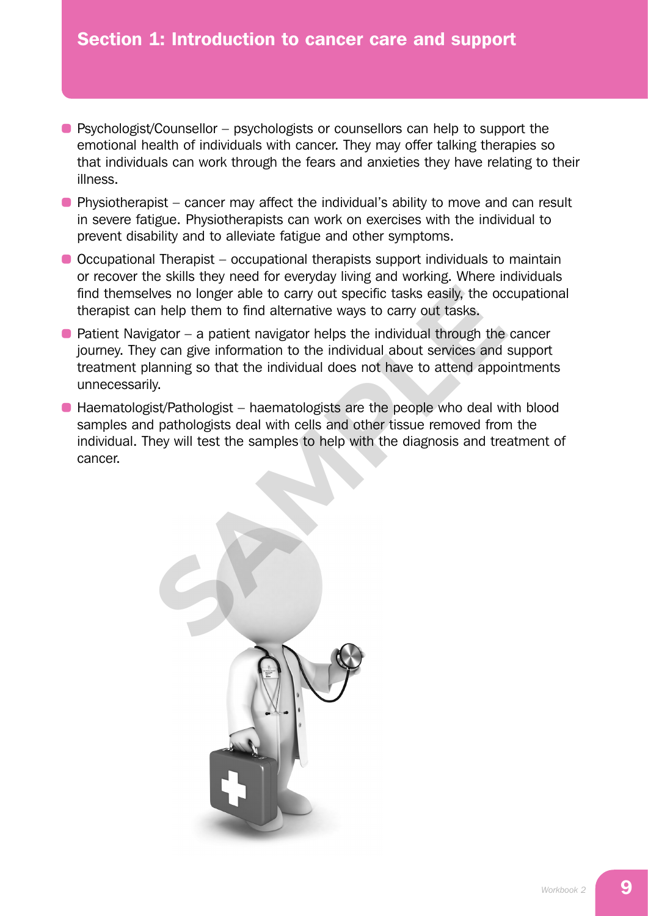## Section 1: Introduction to cancer care and support

- Psychologist/Counsellor – psychologists or counsellors can help to support the emotional health of individuals with cancer. They may offer talking therapies so that individuals can work through the fears and anxieties they have relating to their illness.
- Physiotherapist – cancer may affect the individual's ability to move and can result in severe fatigue. Physiotherapists can work on exercises with the individual to prevent disability and to alleviate fatigue and other symptoms.
- Occupational Therapist – occupational therapists support individuals to maintain or recover the skills they need for everyday living and working. Where individuals find themselves no longer able to carry out specific tasks easily, the occupational therapist can help them to find alternative ways to carry out tasks.
- Patient Navigator – a patient navigator helps the individual through the cancer journey. They can give information to the individual about services and support treatment planning so that the individual does not have to attend appointments unnecessarily.
- Haematologist/Pathologist – haematologists are the people who deal with blood samples and pathologists deal with cells and other tissue removed from the individual. They will test the samples to help with the diagnosis and treatment of cancer.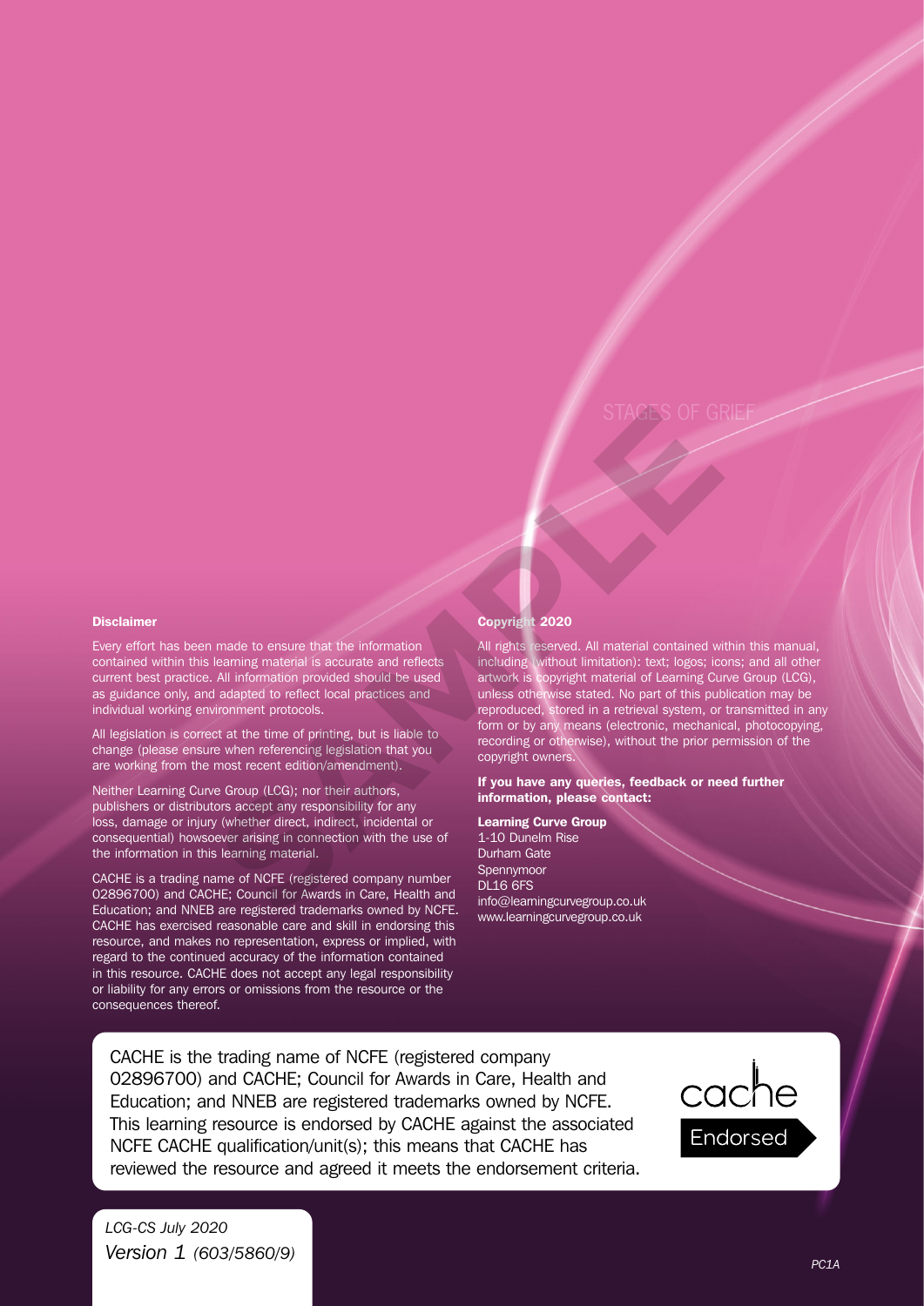STAGES OF GRIEF

SAMPLE

**Disclaimer**

Every effort has been made to ensure that the information contained within this learning material is accurate and reflects current best practice. All information provided should be used as guidance only, and adapted to reflect local practices and individual working environment protocols.

All legislation is correct at the time of printing, but is liable to change (please ensure when referencing legislation that you are working from the most recent edition/amendment).

Neither Learning Curve Group (LCG); nor their authors, publishers or distributors accept any responsibility for any loss, damage or injury (whether direct, indirect, incidental or consequential) howsoever arising in connection with the use of the information in this learning material.

CACHE is a trading name of NCFE (registered company number 02896700) and CACHE; Council for Awards in Care, Health and Education; and NNEB are registered trademarks owned by NCFE. CACHE has exercised reasonable care and skill in endorsing this resource, and makes no representation, express or implied, with regard to the continued accuracy of the information contained in this resource. CACHE does not accept any legal responsibility or liability for any errors or omissions from the resource or the consequences thereof.

**Copyright 2020**

All rights reserved. All material contained within this manual, including (without limitation): text; logos; icons; and all other artwork is copyright material of Learning Curve Group (LCG), unless otherwise stated. No part of this publication may be reproduced, stored in a retrieval system, or transmitted in any form or by any means (electronic, mechanical, photocopying, recording or otherwise), without the prior permission of the copyright owners.

**If you have any queries, feedback or need further information, please contact:**

**Learning Curve Group**
1-10 Dunelm Rise
Durham Gate
Spennymoor
DL16 6FS
info@learningcurvegroup.co.uk
www.learningcurvegroup.co.uk

CACHE is the trading name of NCFE (registered company 02896700) and CACHE; Council for Awards in Care, Health and Education; and NNEB are registered trademarks owned by NCFE. This learning resource is endorsed by CACHE against the associated NCFE CACHE qualification/unit(s); this means that CACHE has reviewed the resource and agreed it meets the endorsement criteria.

cache Endorsed

*LCG-CS July 2020*
*Version 1 (603/5860/9)*

*PC1A*